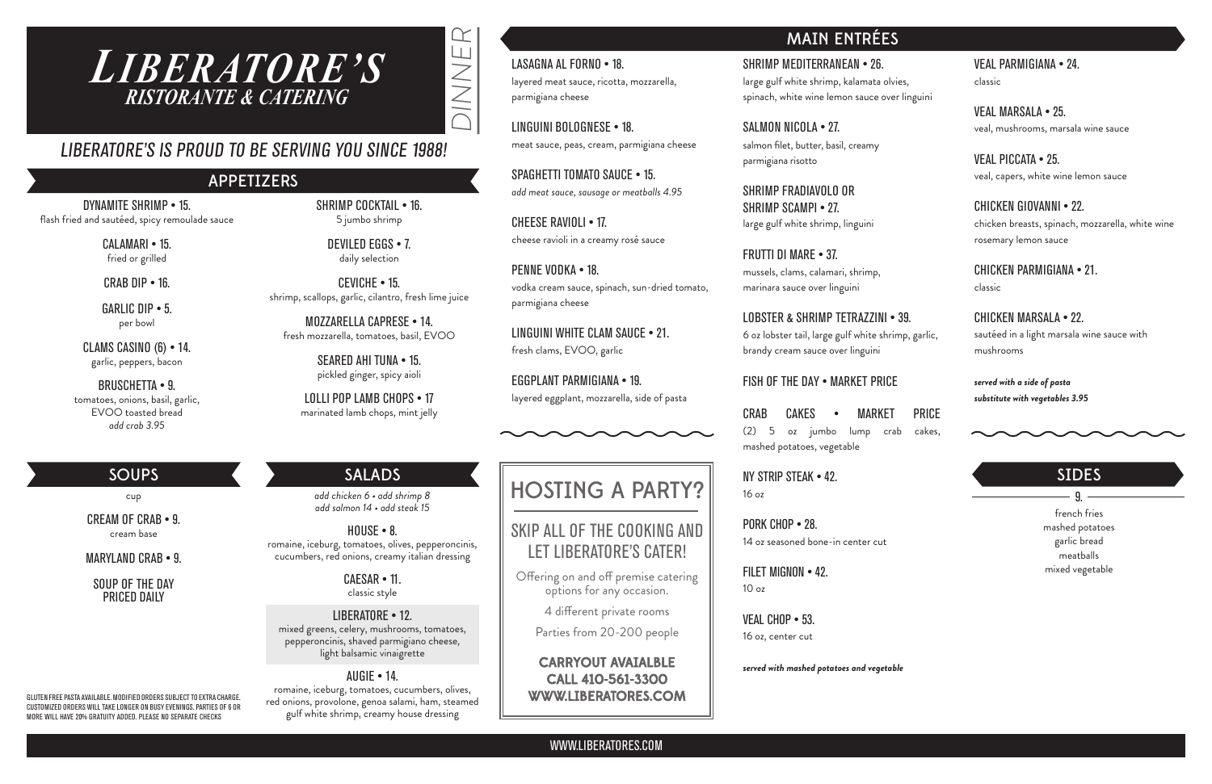# LIBERATORE'S
## RISTORANTE & CATERING

DINNER

*LIBERATORE'S IS PROUD TO BE SERVING YOU SINCE 1988!*

## APPETIZERS

DYNAMITE SHRIMP • 15.
flash fried and sautéed, spicy remoulade sauce

CALAMARI • 15.
fried or grilled

CRAB DIP • 16.

GARLIC DIP • 5.
per bowl

CLAMS CASINO (6) • 14.
garlic, peppers, bacon

BRUSCHETTA • 9.
tomatoes, onions, basil, garlic, EVOO toasted bread
*add crab 3.95*

SHRIMP COCKTAIL • 16.
5 jumbo shrimp

DEVILED EGGS • 7.
daily selection

CEVICHE • 15.
shrimp, scallops, garlic, cilantro, fresh lime juice

MOZZARELLA CAPRESE • 14.
fresh mozzarella, tomatoes, basil, EVOO

SEARED AHI TUNA • 15.
pickled ginger, spicy aioli

LOLLI POP LAMB CHOPS • 17
marinated lamb chops, mint jelly

## SOUPS

cup

CREAM OF CRAB • 9.
cream base

MARYLAND CRAB • 9.

SOUP OF THE DAY
PRICED DAILY

GLUTEN FREE PASTA AVAILABLE. MODIFIED ORDERS SUBJECT TO EXTRA CHARGE. CUSTOMIZED ORDERS WILL TAKE LONGER ON BUSY EVENINGS. PARTIES OF 6 OR MORE WILL HAVE 20% GRATUITY ADDED. PLEASE NO SEPARATE CHECKS

## SALADS

*add chicken 6 • add shrimp 8*
*add salmon 14 • add steak 15*

HOUSE • 8.
romaine, iceburg, tomatoes, olives, pepperoncinis, cucumbers, red onions, creamy italian dressing

CAESAR • 11.
classic style

LIBERATORE • 12.
mixed greens, celery, mushrooms, tomatoes, pepperoncinis, shaved parmigiano cheese, light balsamic vinaigrette

AUGIE • 14.
romaine, iceburg, tomatoes, cucumbers, olives, red onions, provolone, genoa salami, ham, steamed gulf white shrimp, creamy house dressing

## MAIN ENTRÉES

LASAGNA AL FORNO • 18.
layered meat sauce, ricotta, mozzarella, parmigiana cheese

LINGUINI BOLOGNESE • 18.
meat sauce, peas, cream, parmigiana cheese

SPAGHETTI TOMATO SAUCE • 15.
*add meat sauce, sausage or meatballs 4.95*

CHEESE RAVIOLI • 17.
cheese ravioli in a creamy rosé sauce

PENNE VODKA • 18.
vodka cream sauce, spinach, sun-dried tomato, parmigiana cheese

LINGUINI WHITE CLAM SAUCE • 21.
fresh clams, EVOO, garlic

EGGPLANT PARMIGIANA • 19.
layered eggplant, mozzarella, side of pasta

SHRIMP MEDITERRANEAN • 26.
large gulf white shrimp, kalamata olvies, spinach, white wine lemon sauce over linguini

SALMON NICOLA • 27.
salmon filet, butter, basil, creamy parmigiana risotto

SHRIMP FRADIAVOLO OR
SHRIMP SCAMPI • 27.
large gulf white shrimp, linguini

FRUTTI DI MARE • 37.
mussels, clams, calamari, shrimp, marinara sauce over linguini

LOBSTER & SHRIMP TETRAZZINI • 39.
6 oz lobster tail, large gulf white shrimp, garlic, brandy cream sauce over linguini

FISH OF THE DAY • MARKET PRICE

CRAB CAKES • MARKET PRICE
(2) 5 oz jumbo lump crab cakes, mashed potatoes, vegetable

NY STRIP STEAK • 42.
16 oz

PORK CHOP • 28.
14 oz seasoned bone-in center cut

FILET MIGNON • 42.
10 oz

VEAL CHOP • 53.
16 oz, center cut

***served with mashed potatoes and vegetable***

VEAL PARMIGIANA • 24.
classic

VEAL MARSALA • 25.
veal, mushrooms, marsala wine sauce

VEAL PICCATA • 25.
veal, capers, white wine lemon sauce

CHICKEN GIOVANNI • 22.
chicken breasts, spinach, mozzarella, white wine rosemary lemon sauce

CHICKEN PARMIGIANA • 21.
classic

CHICKEN MARSALA • 22.
sautéed in a light marsala wine sauce with mushrooms

***served with a side of pasta***
***substitute with vegetables 3.95***

## HOSTING A PARTY?

### SKIP ALL OF THE COOKING AND LET LIBERATORE'S CATER!

Offering on and off premise catering options for any occasion.

4 different private rooms

Parties from 20-200 people

**CARRYOUT AVAIALBLE**
**CALL 410-561-3300**
**WWW.LIBERATORES.COM**

## SIDES

9.

french fries
mashed potatoes
garlic bread
meatballs
mixed vegetable

WWW.LIBERATORES.COM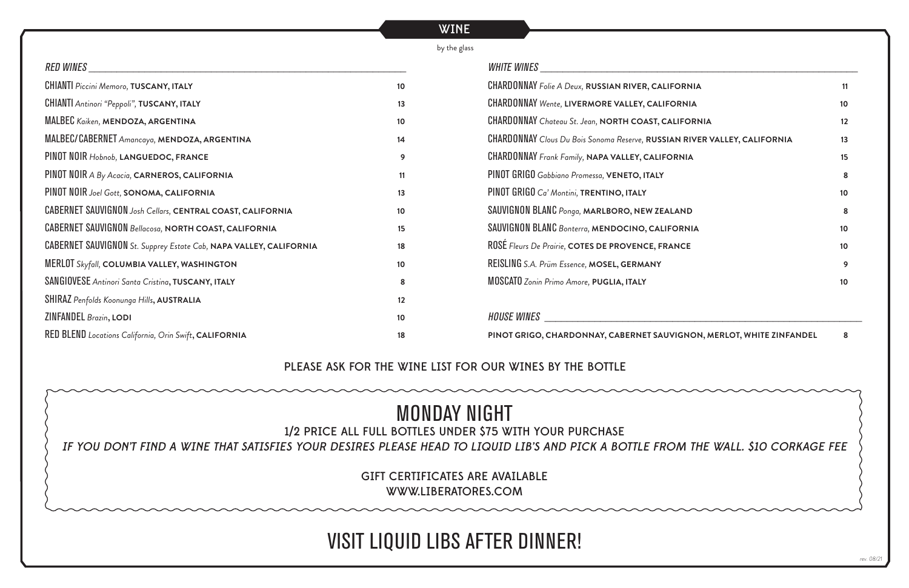# WINE

by the glass

## *RED WINES*

| | |
|---|---|
| CHIANTI *Piccini Memoro,* **TUSCANY, ITALY** | 10 |
| CHIANTI *Antinori "Peppoli",* **TUSCANY, ITALY** | 13 |
| MALBEC *Kaiken,* **MENDOZA, ARGENTINA** | 10 |
| MALBEC/CABERNET *Amancaya,* **MENDOZA, ARGENTINA** | 14 |
| PINOT NOIR *Hobnob,* **LANGUEDOC, FRANCE** | 9 |
| PINOT NOIR *A By Acacia,* **CARNEROS, CALIFORNIA** | 11 |
| PINOT NOIR *Joel Gott,* **SONOMA, CALIFORNIA** | 13 |
| CABERNET SAUVIGNON *Josh Cellars,* **CENTRAL COAST, CALIFORNIA** | 10 |
| CABERNET SAUVIGNON *Bellacosa,* **NORTH COAST, CALIFORNIA** | 15 |
| CABERNET SAUVIGNON *St. Supprey Estate Cab,* **NAPA VALLEY, CALIFORNIA** | 18 |
| MERLOT *Skyfall,* **COLUMBIA VALLEY, WASHINGTON** | 10 |
| SANGIOVESE *Antinori Santa Cristina*, **TUSCANY, ITALY** | 8 |
| SHIRAZ *Penfolds Koonunga Hills*, **AUSTRALIA** | 12 |
| ZINFANDEL *Brazin*, **LODI** | 10 |
| RED BLEND *Locations California, Orin Swift*, **CALIFORNIA** | 18 |

## *WHITE WINES*

| | |
|---|---|
| CHARDONNAY *Folie A Deux,* **RUSSIAN RIVER, CALIFORNIA** | 11 |
| CHARDONNAY *Wente,* **LIVERMORE VALLEY, CALIFORNIA** | 10 |
| CHARDONNAY *Chateau St. Jean,* **NORTH COAST, CALIFORNIA** | 12 |
| CHARDONNAY *Clous Du Bois Sonoma Reserve,* **RUSSIAN RIVER VALLEY, CALIFORNIA** | 13 |
| CHARDONNAY *Frank Family,* **NAPA VALLEY, CALIFORNIA** | 15 |
| PINOT GRIGO *Gabbiano Promessa,* **VENETO, ITALY** | 8 |
| PINOT GRIGO *Ca' Montini,* **TRENTINO, ITALY** | 10 |
| SAUVIGNON BLANC *Ponga,* **MARLBORO, NEW ZEALAND** | 8 |
| SAUVIGNON BLANC *Bonterra,* **MENDOCINO, CALIFORNIA** | 10 |
| ROSÉ *Fleurs De Prairie,* **COTES DE PROVENCE, FRANCE** | 10 |
| REISLING *S.A. Prüm Essence,* **MOSEL, GERMANY** | 9 |
| MOSCATO *Zonin Primo Amore,* **PUGLIA, ITALY** | 10 |

## *HOUSE WINES*

| | |
|---|---|
| **PINOT GRIGO, CHARDONNAY, CABERNET SAUVIGNON, MERLOT, WHITE ZINFANDEL** | 8 |

PLEASE ASK FOR THE WINE LIST FOR OUR WINES BY THE BOTTLE

## MONDAY NIGHT

1/2 PRICE ALL FULL BOTTLES UNDER $75 WITH YOUR PURCHASE

*IF YOU DON'T FIND A WINE THAT SATISFIES YOUR DESIRES PLEASE HEAD TO LIQUID LIB'S AND PICK A BOTTLE FROM THE WALL. $10 CORKAGE FEE*

GIFT CERTIFICATES ARE AVAILABLE
WWW.LIBERATORES.COM

# VISIT LIQUID LIBS AFTER DINNER!

*rev. 08/21*